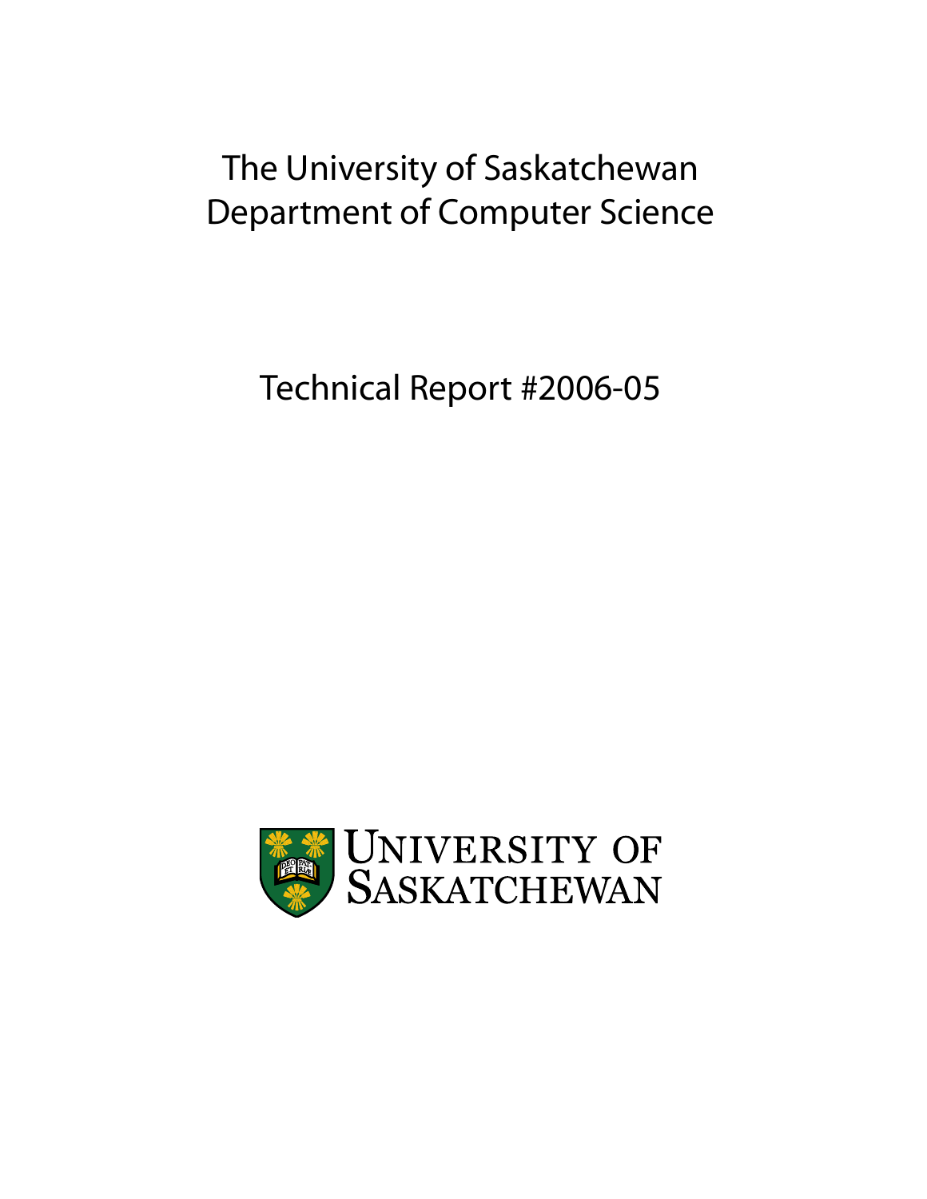# The University of Saskatchewan
# Department of Computer Science

## Technical Report #2006-05

UNIVERSITY OF SASKATCHEWAN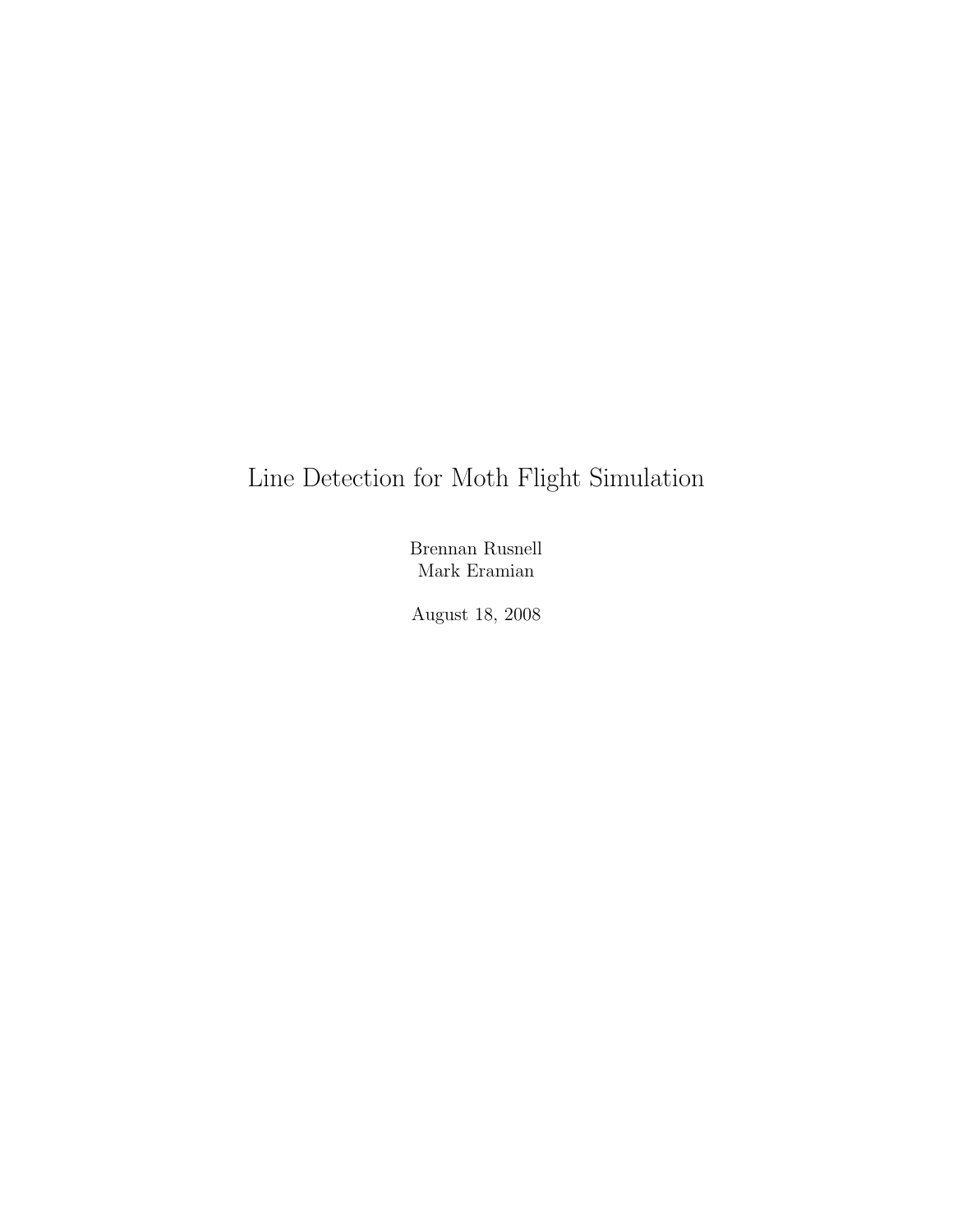# Line Detection for Moth Flight Simulation

Brennan Rusnell
Mark Eramian

August 18, 2008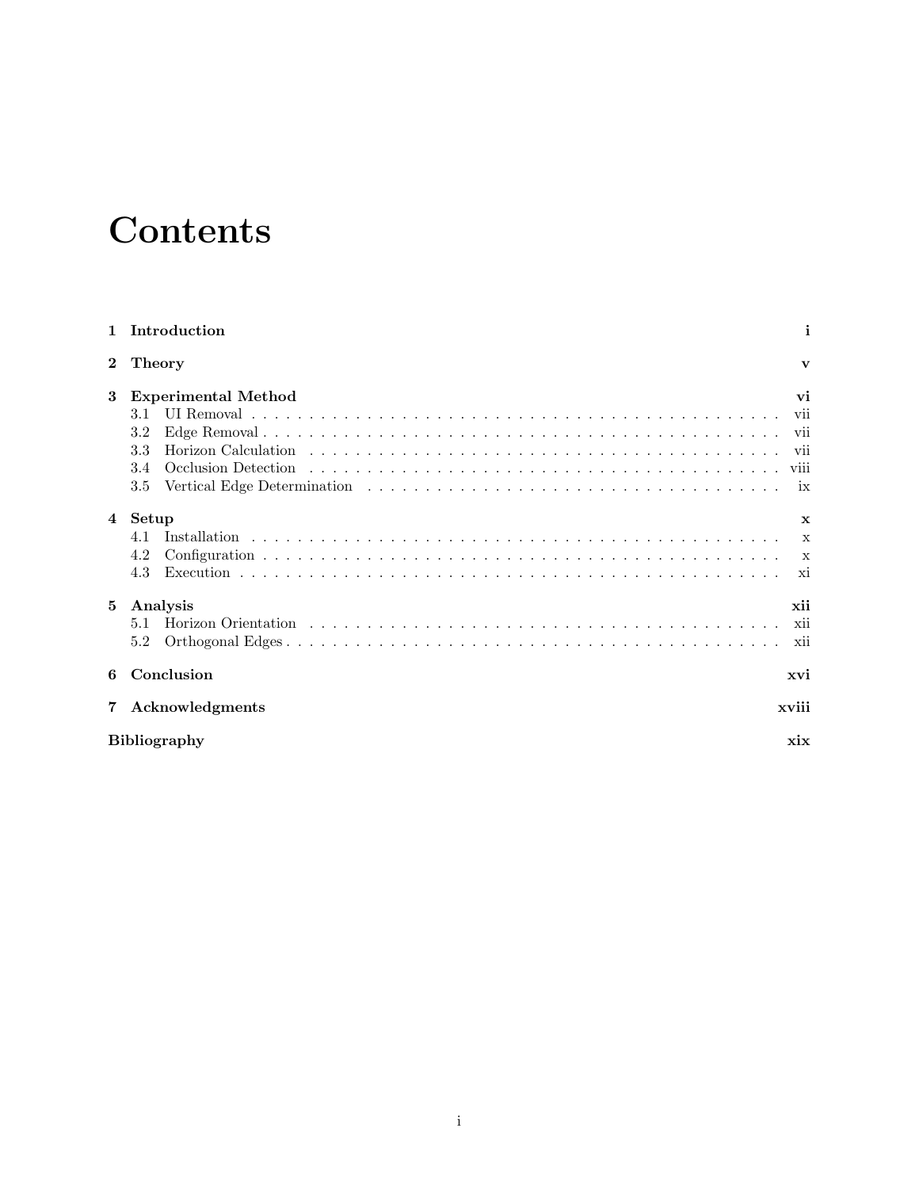# Contents

**1 Introduction** **i**

**2 Theory** **v**

**3 Experimental Method** **vi**

- 3.1 UI Removal . . . vii
- 3.2 Edge Removal . . . vii
- 3.3 Horizon Calculation . . . vii
- 3.4 Occlusion Detection . . . viii
- 3.5 Vertical Edge Determination . . . ix

**4 Setup** **x**

- 4.1 Installation . . . x
- 4.2 Configuration . . . x
- 4.3 Execution . . . xi

**5 Analysis** **xii**

- 5.1 Horizon Orientation . . . xii
- 5.2 Orthogonal Edges . . . xii

**6 Conclusion** **xvi**

**7 Acknowledgments** **xviii**

**Bibliography** **xix**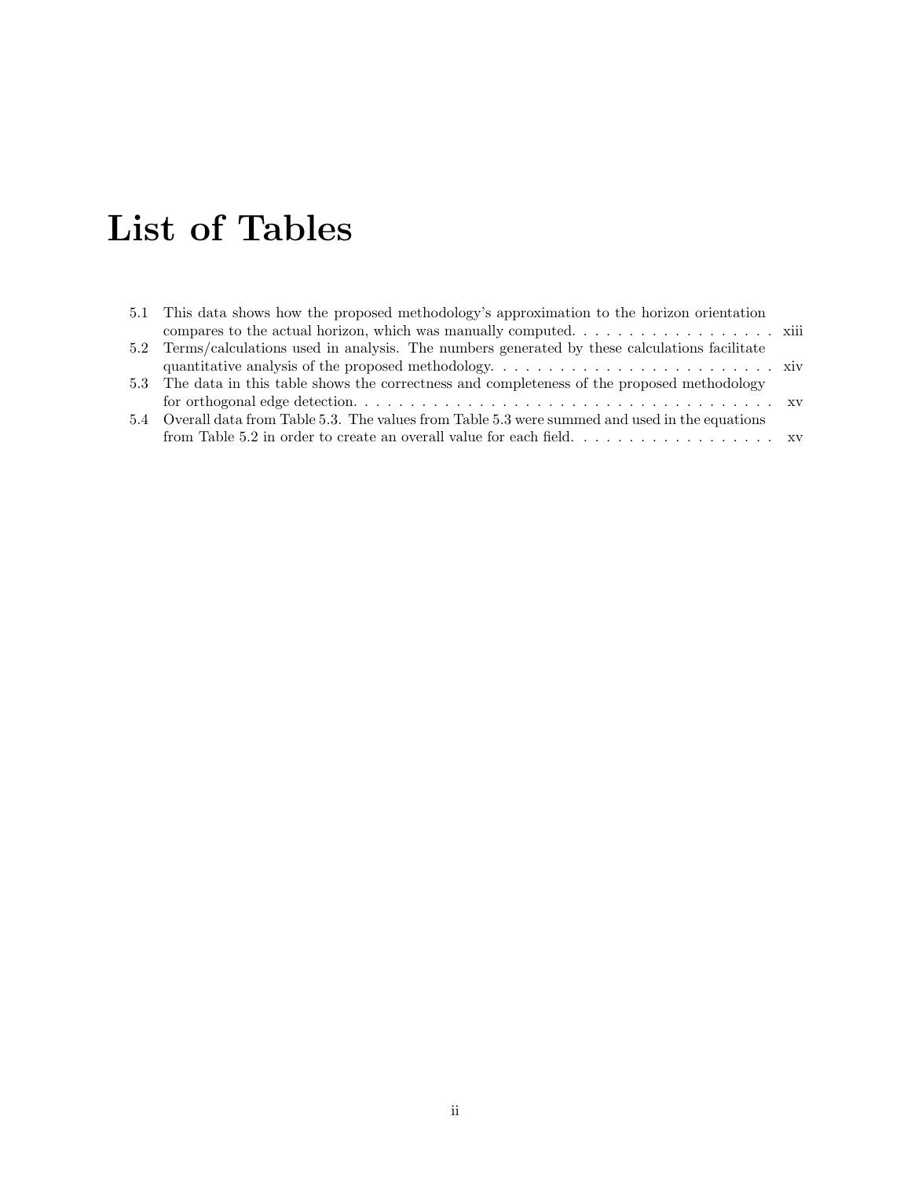# List of Tables

5.1 This data shows how the proposed methodology's approximation to the horizon orientation compares to the actual horizon, which was manually computed. . . . . . . . . . . . . . . . . . . xiii

5.2 Terms/calculations used in analysis. The numbers generated by these calculations facilitate quantitative analysis of the proposed methodology. . . . . . . . . . . . . . . . . . . . . . . . . xiv

5.3 The data in this table shows the correctness and completeness of the proposed methodology for orthogonal edge detection. . . . . . . . . . . . . . . . . . . . . . . . . . . . . . . . . . . . . . xv

5.4 Overall data from Table 5.3. The values from Table 5.3 were summed and used in the equations from Table 5.2 in order to create an overall value for each field. . . . . . . . . . . . . . . . . . . xv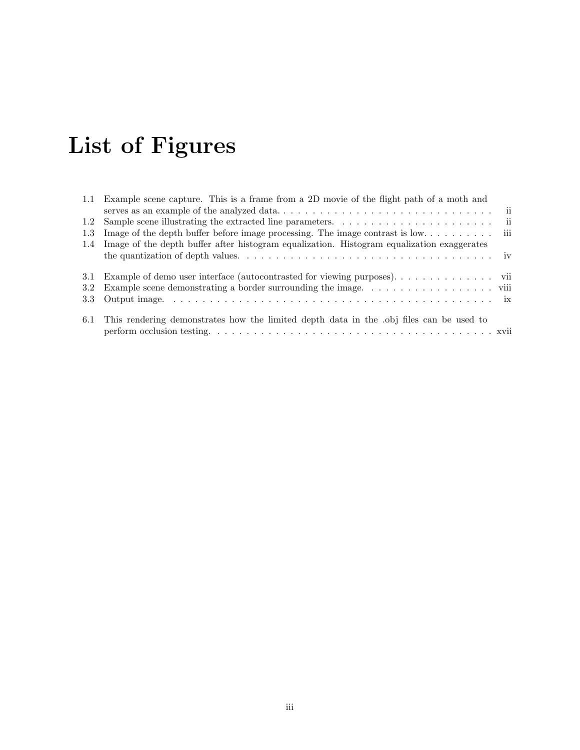# List of Figures

1.1 Example scene capture. This is a frame from a 2D movie of the flight path of a moth and serves as an example of the analyzed data. . . . . . . . . . . . . . . . . . . . . . . . . . . . . . ii
1.2 Sample scene illustrating the extracted line parameters. . . . . . . . . . . . . . . . . . . . . . . ii
1.3 Image of the depth buffer before image processing. The image contrast is low. . . . . . . . . . iii
1.4 Image of the depth buffer after histogram equalization. Histogram equalization exaggerates the quantization of depth values. . . . . . . . . . . . . . . . . . . . . . . . . . . . . . . . . . . iv

3.1 Example of demo user interface (autocontrasted for viewing purposes). . . . . . . . . . . . . . vii
3.2 Example scene demonstrating a border surrounding the image. . . . . . . . . . . . . . . . . . viii
3.3 Output image. . . . . . . . . . . . . . . . . . . . . . . . . . . . . . . . . . . . . . . . . . . . . . ix

6.1 This rendering demonstrates how the limited depth data in the .obj files can be used to perform occlusion testing. . . . . . . . . . . . . . . . . . . . . . . . . . . . . . . . . . . . . . . xvii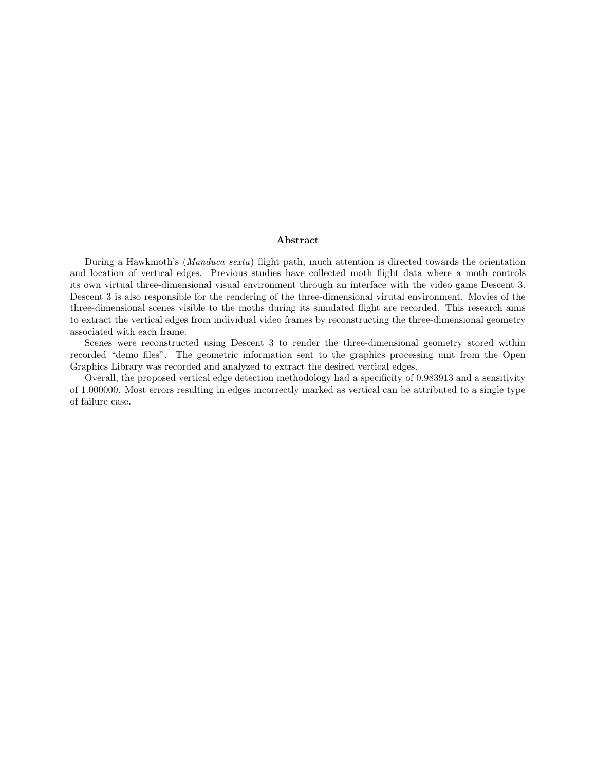## Abstract

During a Hawkmoth's (*Manduca sexta*) flight path, much attention is directed towards the orientation and location of vertical edges. Previous studies have collected moth flight data where a moth controls its own virtual three-dimensional visual environment through an interface with the video game Descent 3. Descent 3 is also responsible for the rendering of the three-dimensional virutal environment. Movies of the three-dimensional scenes visible to the moths during its simulated flight are recorded. This research aims to extract the vertical edges from individual video frames by reconstructing the three-dimensional geometry associated with each frame.

Scenes were reconstructed using Descent 3 to render the three-dimensional geometry stored within recorded "demo files". The geometric information sent to the graphics processing unit from the Open Graphics Library was recorded and analyzed to extract the desired vertical edges.

Overall, the proposed vertical edge detection methodology had a specificity of 0.983913 and a sensitivity of 1.000000. Most errors resulting in edges incorrectly marked as vertical can be attributed to a single type of failure case.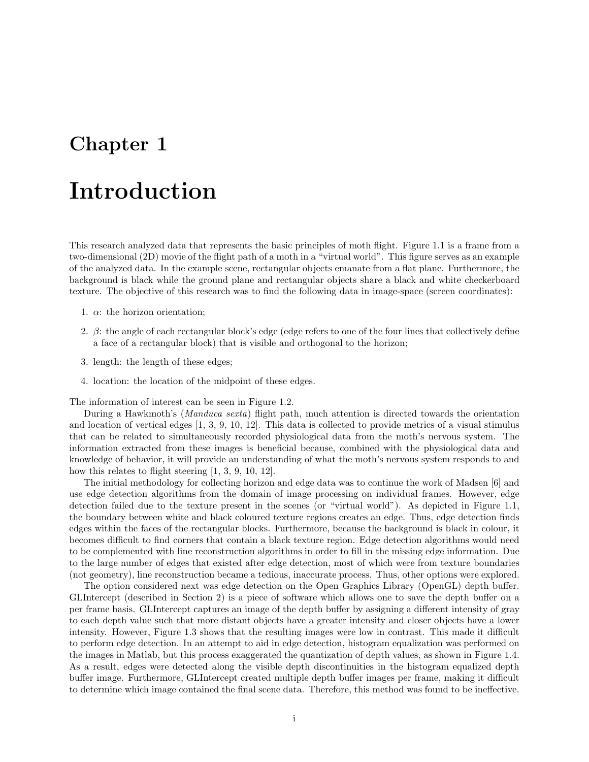# Chapter 1

# Introduction

This research analyzed data that represents the basic principles of moth flight. Figure 1.1 is a frame from a two-dimensional (2D) movie of the flight path of a moth in a "virtual world". This figure serves as an example of the analyzed data. In the example scene, rectangular objects emanate from a flat plane. Furthermore, the background is black while the ground plane and rectangular objects share a black and white checkerboard texture. The objective of this research was to find the following data in image-space (screen coordinates):

1. $\alpha$: the horizon orientation;
2. $\beta$: the angle of each rectangular block's edge (edge refers to one of the four lines that collectively define a face of a rectangular block) that is visible and orthogonal to the horizon;
3. length: the length of these edges;
4. location: the location of the midpoint of these edges.

The information of interest can be seen in Figure 1.2.

During a Hawkmoth's (*Manduca sexta*) flight path, much attention is directed towards the orientation and location of vertical edges [1, 3, 9, 10, 12]. This data is collected to provide metrics of a visual stimulus that can be related to simultaneously recorded physiological data from the moth's nervous system. The information extracted from these images is beneficial because, combined with the physiological data and knowledge of behavior, it will provide an understanding of what the moth's nervous system responds to and how this relates to flight steering [1, 3, 9, 10, 12].

The initial methodology for collecting horizon and edge data was to continue the work of Madsen [6] and use edge detection algorithms from the domain of image processing on individual frames. However, edge detection failed due to the texture present in the scenes (or "virtual world"). As depicted in Figure 1.1, the boundary between white and black coloured texture regions creates an edge. Thus, edge detection finds edges within the faces of the rectangular blocks. Furthermore, because the background is black in colour, it becomes difficult to find corners that contain a black texture region. Edge detection algorithms would need to be complemented with line reconstruction algorithms in order to fill in the missing edge information. Due to the large number of edges that existed after edge detection, most of which were from texture boundaries (not geometry), line reconstruction became a tedious, inaccurate process. Thus, other options were explored.

The option considered next was edge detection on the Open Graphics Library (OpenGL) depth buffer. GLIntercept (described in Section 2) is a piece of software which allows one to save the depth buffer on a per frame basis. GLIntercept captures an image of the depth buffer by assigning a different intensity of gray to each depth value such that more distant objects have a greater intensity and closer objects have a lower intensity. However, Figure 1.3 shows that the resulting images were low in contrast. This made it difficult to perform edge detection. In an attempt to aid in edge detection, histogram equalization was performed on the images in Matlab, but this process exaggerated the quantization of depth values, as shown in Figure 1.4. As a result, edges were detected along the visible depth discontinuities in the histogram equalized depth buffer image. Furthermore, GLIntercept created multiple depth buffer images per frame, making it difficult to determine which image contained the final scene data. Therefore, this method was found to be ineffective.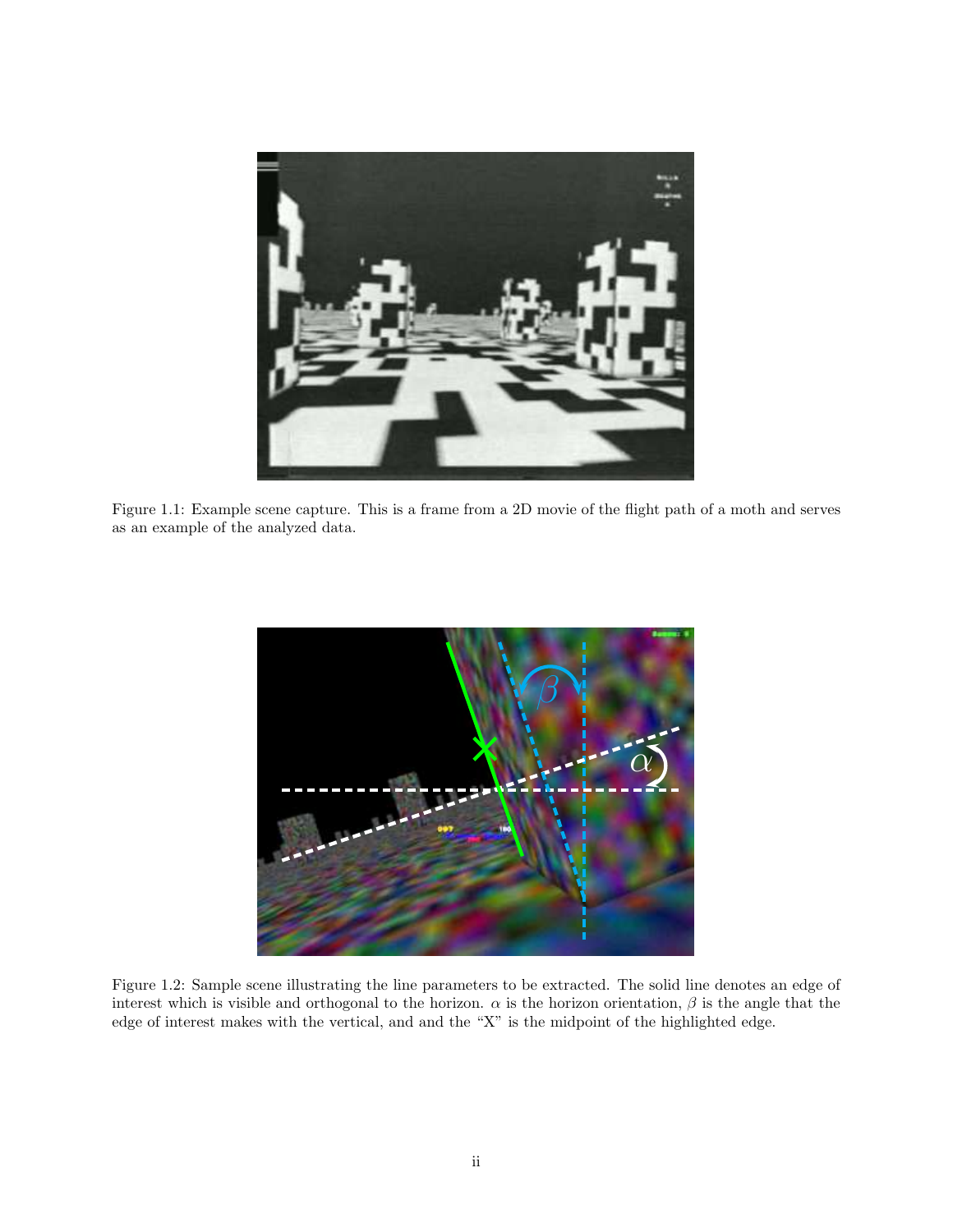Figure 1.1: Example scene capture. This is a frame from a 2D movie of the flight path of a moth and serves as an example of the analyzed data.

Figure 1.2: Sample scene illustrating the line parameters to be extracted. The solid line denotes an edge of interest which is visible and orthogonal to the horizon. $\alpha$ is the horizon orientation, $\beta$ is the angle that the edge of interest makes with the vertical, and and the "X" is the midpoint of the highlighted edge.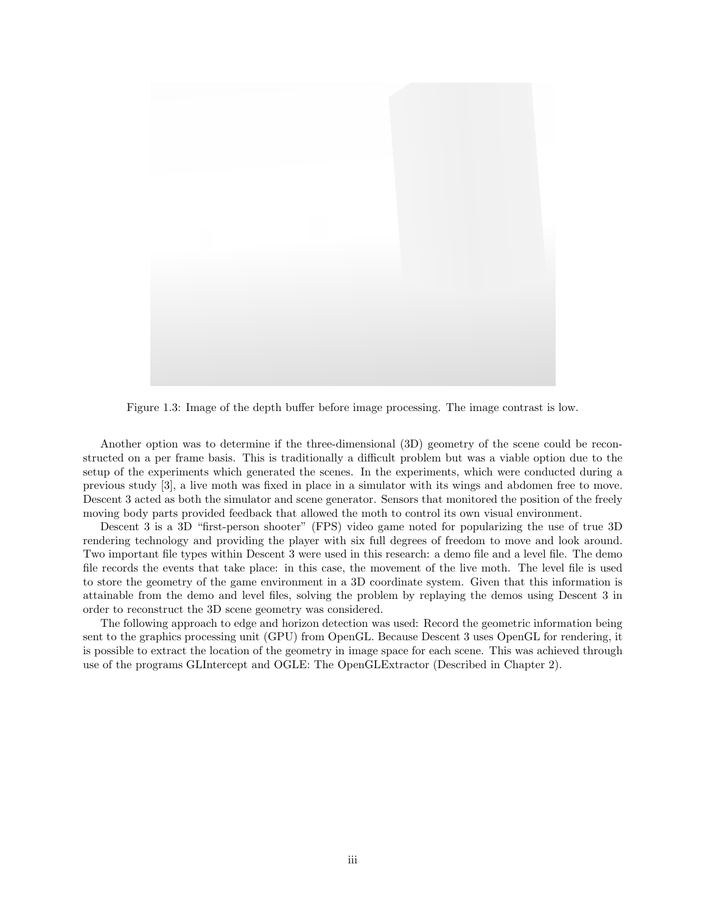Figure 1.3: Image of the depth buffer before image processing. The image contrast is low.

Another option was to determine if the three-dimensional (3D) geometry of the scene could be reconstructed on a per frame basis. This is traditionally a difficult problem but was a viable option due to the setup of the experiments which generated the scenes. In the experiments, which were conducted during a previous study [3], a live moth was fixed in place in a simulator with its wings and abdomen free to move. Descent 3 acted as both the simulator and scene generator. Sensors that monitored the position of the freely moving body parts provided feedback that allowed the moth to control its own visual environment.

Descent 3 is a 3D "first-person shooter" (FPS) video game noted for popularizing the use of true 3D rendering technology and providing the player with six full degrees of freedom to move and look around. Two important file types within Descent 3 were used in this research: a demo file and a level file. The demo file records the events that take place: in this case, the movement of the live moth. The level file is used to store the geometry of the game environment in a 3D coordinate system. Given that this information is attainable from the demo and level files, solving the problem by replaying the demos using Descent 3 in order to reconstruct the 3D scene geometry was considered.

The following approach to edge and horizon detection was used: Record the geometric information being sent to the graphics processing unit (GPU) from OpenGL. Because Descent 3 uses OpenGL for rendering, it is possible to extract the location of the geometry in image space for each scene. This was achieved through use of the programs GLIntercept and OGLE: The OpenGLExtractor (Described in Chapter 2).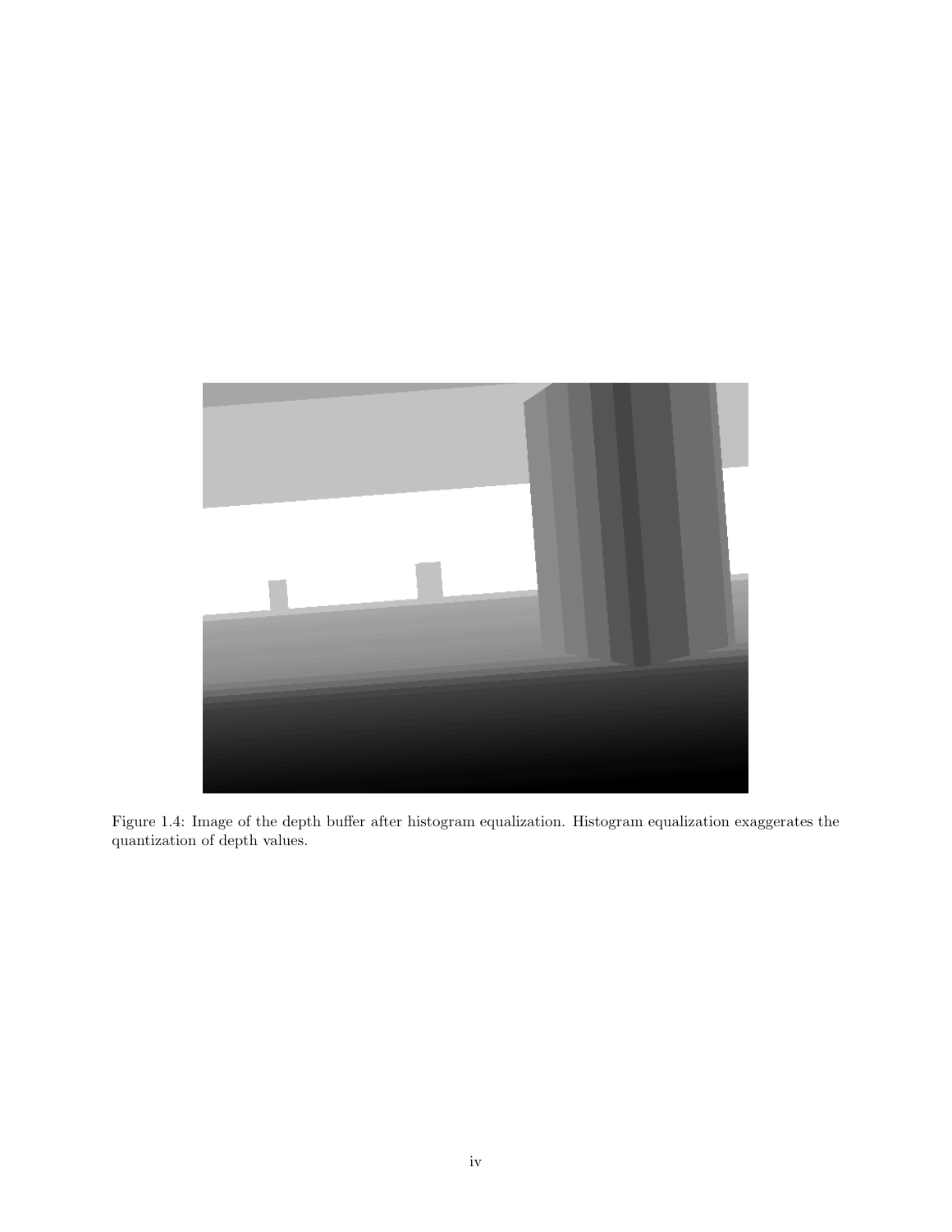Figure 1.4: Image of the depth buffer after histogram equalization. Histogram equalization exaggerates the quantization of depth values.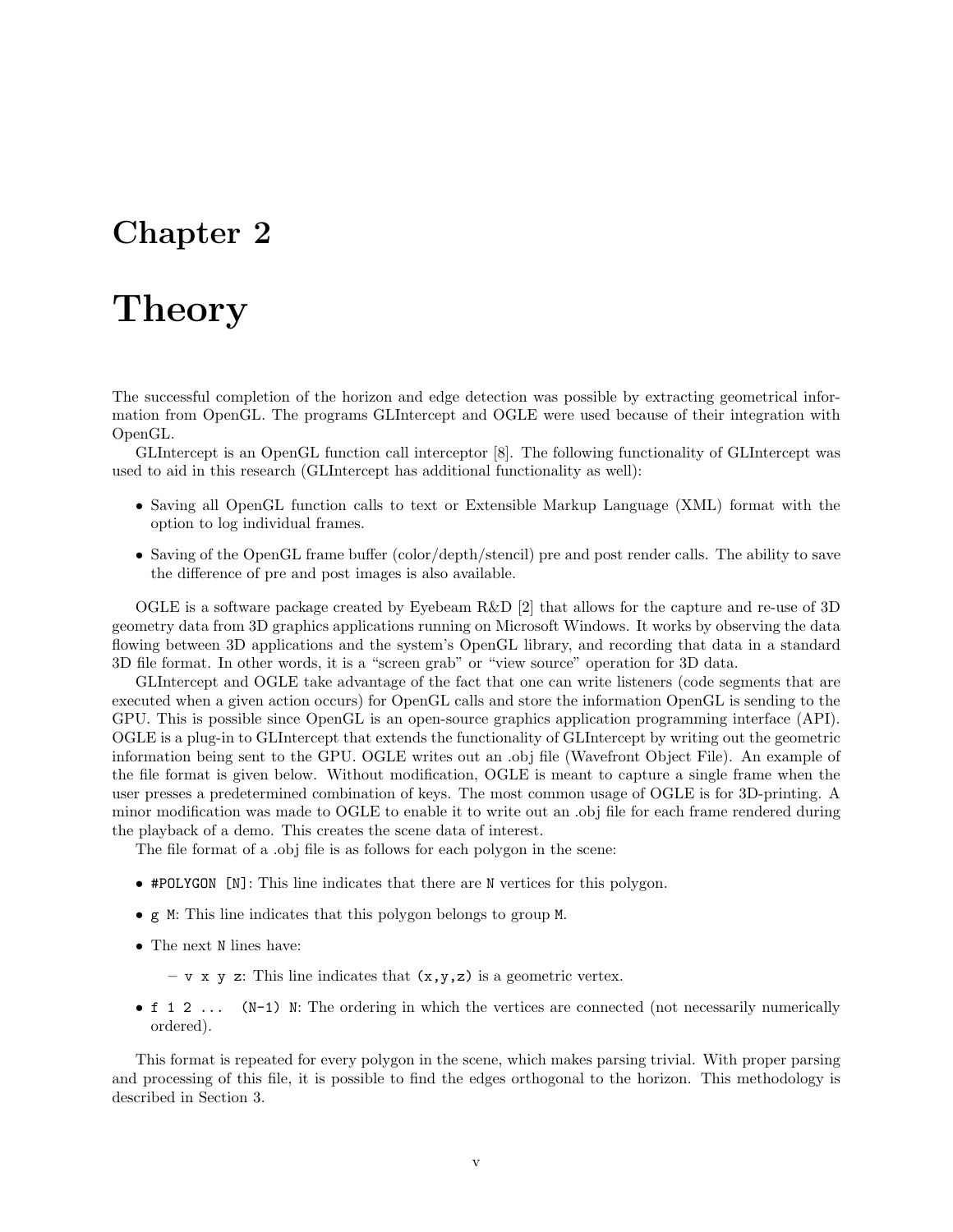# Chapter 2

# Theory

The successful completion of the horizon and edge detection was possible by extracting geometrical information from OpenGL. The programs GLIntercept and OGLE were used because of their integration with OpenGL.

GLIntercept is an OpenGL function call interceptor [8]. The following functionality of GLIntercept was used to aid in this research (GLIntercept has additional functionality as well):

- Saving all OpenGL function calls to text or Extensible Markup Language (XML) format with the option to log individual frames.
- Saving of the OpenGL frame buffer (color/depth/stencil) pre and post render calls. The ability to save the difference of pre and post images is also available.

OGLE is a software package created by Eyebeam R&D [2] that allows for the capture and re-use of 3D geometry data from 3D graphics applications running on Microsoft Windows. It works by observing the data flowing between 3D applications and the system's OpenGL library, and recording that data in a standard 3D file format. In other words, it is a "screen grab" or "view source" operation for 3D data.

GLIntercept and OGLE take advantage of the fact that one can write listeners (code segments that are executed when a given action occurs) for OpenGL calls and store the information OpenGL is sending to the GPU. This is possible since OpenGL is an open-source graphics application programming interface (API). OGLE is a plug-in to GLIntercept that extends the functionality of GLIntercept by writing out the geometric information being sent to the GPU. OGLE writes out an .obj file (Wavefront Object File). An example of the file format is given below. Without modification, OGLE is meant to capture a single frame when the user presses a predetermined combination of keys. The most common usage of OGLE is for 3D-printing. A minor modification was made to OGLE to enable it to write out an .obj file for each frame rendered during the playback of a demo. This creates the scene data of interest.

The file format of a .obj file is as follows for each polygon in the scene:

- `#POLYGON [N]`: This line indicates that there are `N` vertices for this polygon.
- `g M`: This line indicates that this polygon belongs to group `M`.
- The next `N` lines have:
  - `v x y z`: This line indicates that `(x,y,z)` is a geometric vertex.
- `f 1 2 ... (N-1) N`: The ordering in which the vertices are connected (not necessarily numerically ordered).

This format is repeated for every polygon in the scene, which makes parsing trivial. With proper parsing and processing of this file, it is possible to find the edges orthogonal to the horizon. This methodology is described in Section 3.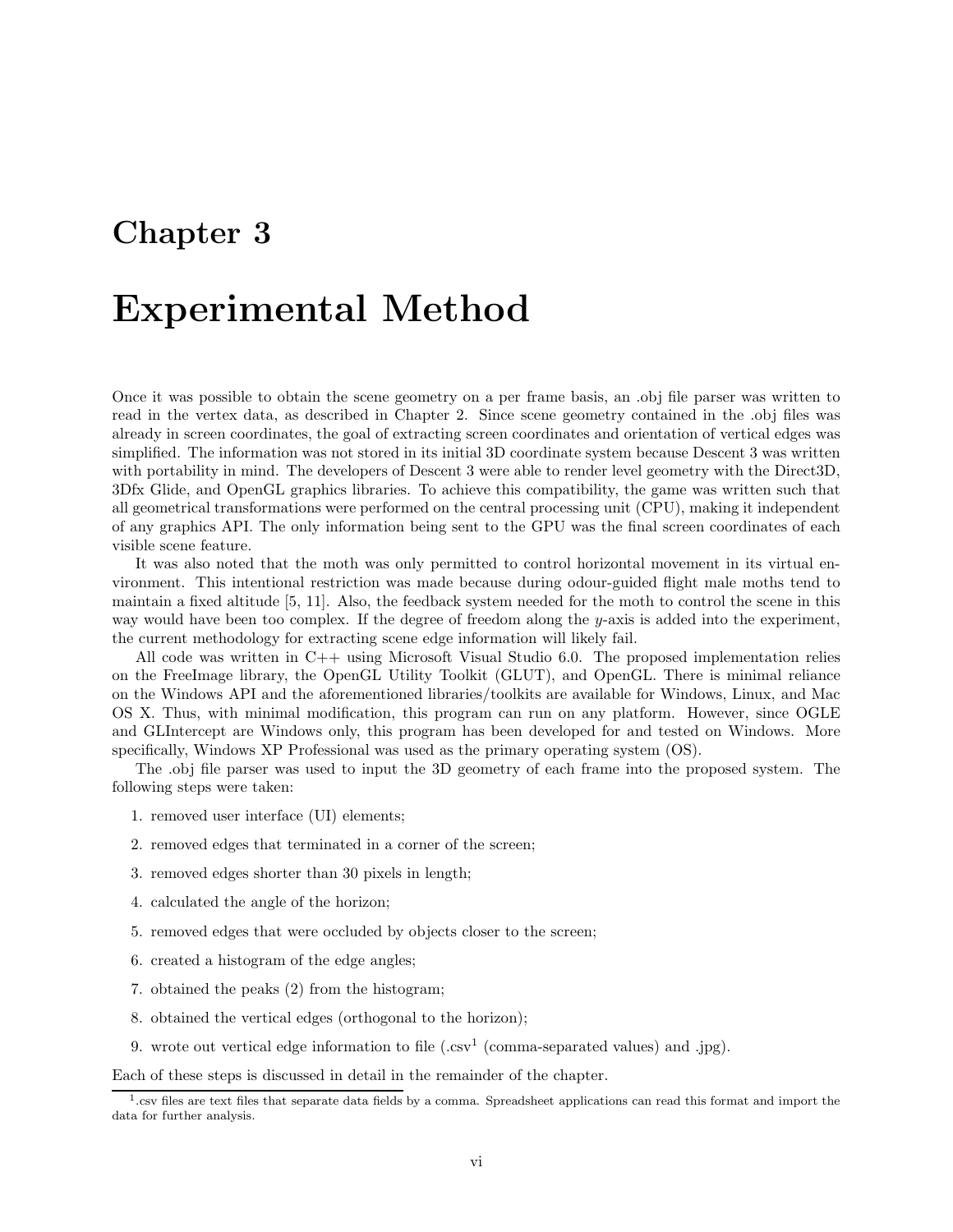# Chapter 3

# Experimental Method

Once it was possible to obtain the scene geometry on a per frame basis, an .obj file parser was written to read in the vertex data, as described in Chapter 2. Since scene geometry contained in the .obj files was already in screen coordinates, the goal of extracting screen coordinates and orientation of vertical edges was simplified. The information was not stored in its initial 3D coordinate system because Descent 3 was written with portability in mind. The developers of Descent 3 were able to render level geometry with the Direct3D, 3Dfx Glide, and OpenGL graphics libraries. To achieve this compatibility, the game was written such that all geometrical transformations were performed on the central processing unit (CPU), making it independent of any graphics API. The only information being sent to the GPU was the final screen coordinates of each visible scene feature.

It was also noted that the moth was only permitted to control horizontal movement in its virtual environment. This intentional restriction was made because during odour-guided flight male moths tend to maintain a fixed altitude [5, 11]. Also, the feedback system needed for the moth to control the scene in this way would have been too complex. If the degree of freedom along the $y$-axis is added into the experiment, the current methodology for extracting scene edge information will likely fail.

All code was written in C++ using Microsoft Visual Studio 6.0. The proposed implementation relies on the FreeImage library, the OpenGL Utility Toolkit (GLUT), and OpenGL. There is minimal reliance on the Windows API and the aforementioned libraries/toolkits are available for Windows, Linux, and Mac OS X. Thus, with minimal modification, this program can run on any platform. However, since OGLE and GLIntercept are Windows only, this program has been developed for and tested on Windows. More specifically, Windows XP Professional was used as the primary operating system (OS).

The .obj file parser was used to input the 3D geometry of each frame into the proposed system. The following steps were taken:

1. removed user interface (UI) elements;
2. removed edges that terminated in a corner of the screen;
3. removed edges shorter than 30 pixels in length;
4. calculated the angle of the horizon;
5. removed edges that were occluded by objects closer to the screen;
6. created a histogram of the edge angles;
7. obtained the peaks (2) from the histogram;
8. obtained the vertical edges (orthogonal to the horizon);
9. wrote out vertical edge information to file (.csv[1] (comma-separated values) and .jpg).

Each of these steps is discussed in detail in the remainder of the chapter.

[1] .csv files are text files that separate data fields by a comma. Spreadsheet applications can read this format and import the data for further analysis.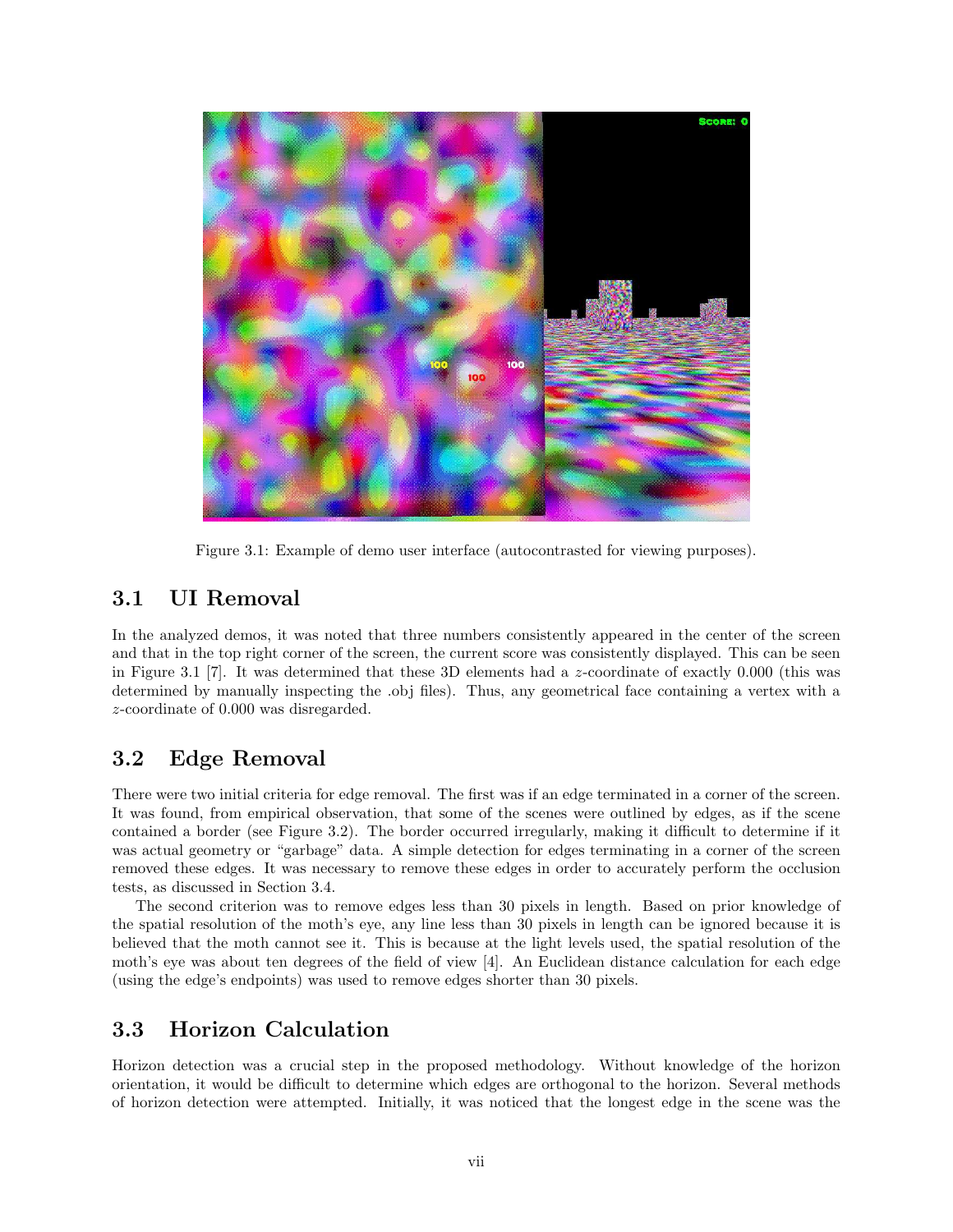Figure 3.1: Example of demo user interface (autocontrasted for viewing purposes).

## 3.1 UI Removal

In the analyzed demos, it was noted that three numbers consistently appeared in the center of the screen and that in the top right corner of the screen, the current score was consistently displayed. This can be seen in Figure 3.1 [7]. It was determined that these 3D elements had a $z$-coordinate of exactly 0.000 (this was determined by manually inspecting the .obj files). Thus, any geometrical face containing a vertex with a $z$-coordinate of 0.000 was disregarded.

## 3.2 Edge Removal

There were two initial criteria for edge removal. The first was if an edge terminated in a corner of the screen. It was found, from empirical observation, that some of the scenes were outlined by edges, as if the scene contained a border (see Figure 3.2). The border occurred irregularly, making it difficult to determine if it was actual geometry or "garbage" data. A simple detection for edges terminating in a corner of the screen removed these edges. It was necessary to remove these edges in order to accurately perform the occlusion tests, as discussed in Section 3.4.

The second criterion was to remove edges less than 30 pixels in length. Based on prior knowledge of the spatial resolution of the moth's eye, any line less than 30 pixels in length can be ignored because it is believed that the moth cannot see it. This is because at the light levels used, the spatial resolution of the moth's eye was about ten degrees of the field of view [4]. An Euclidean distance calculation for each edge (using the edge's endpoints) was used to remove edges shorter than 30 pixels.

## 3.3 Horizon Calculation

Horizon detection was a crucial step in the proposed methodology. Without knowledge of the horizon orientation, it would be difficult to determine which edges are orthogonal to the horizon. Several methods of horizon detection were attempted. Initially, it was noticed that the longest edge in the scene was the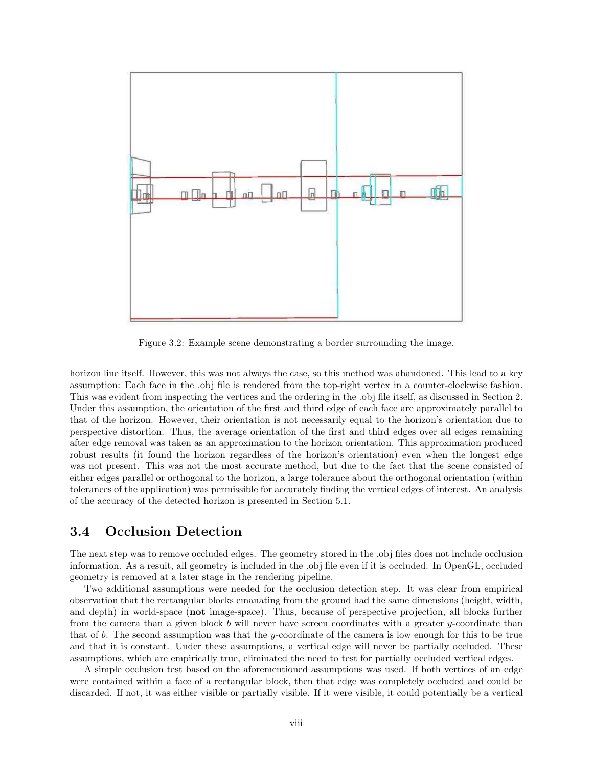Figure 3.2: Example scene demonstrating a border surrounding the image.

horizon line itself. However, this was not always the case, so this method was abandoned. This lead to a key assumption: Each face in the .obj file is rendered from the top-right vertex in a counter-clockwise fashion. This was evident from inspecting the vertices and the ordering in the .obj file itself, as discussed in Section 2. Under this assumption, the orientation of the first and third edge of each face are approximately parallel to that of the horizon. However, their orientation is not necessarily equal to the horizon's orientation due to perspective distortion. Thus, the average orientation of the first and third edges over all edges remaining after edge removal was taken as an approximation to the horizon orientation. This approximation produced robust results (it found the horizon regardless of the horizon's orientation) even when the longest edge was not present. This was not the most accurate method, but due to the fact that the scene consisted of either edges parallel or orthogonal to the horizon, a large tolerance about the orthogonal orientation (within tolerances of the application) was permissible for accurately finding the vertical edges of interest. An analysis of the accuracy of the detected horizon is presented in Section 5.1.

## 3.4 Occlusion Detection

The next step was to remove occluded edges. The geometry stored in the .obj files does not include occlusion information. As a result, all geometry is included in the .obj file even if it is occluded. In OpenGL, occluded geometry is removed at a later stage in the rendering pipeline.

Two additional assumptions were needed for the occlusion detection step. It was clear from empirical observation that the rectangular blocks emanating from the ground had the same dimensions (height, width, and depth) in world-space (**not** image-space). Thus, because of perspective projection, all blocks further from the camera than a given block $b$ will never have screen coordinates with a greater $y$-coordinate than that of $b$. The second assumption was that the $y$-coordinate of the camera is low enough for this to be true and that it is constant. Under these assumptions, a vertical edge will never be partially occluded. These assumptions, which are empirically true, eliminated the need to test for partially occluded vertical edges.

A simple occlusion test based on the aforementioned assumptions was used. If both vertices of an edge were contained within a face of a rectangular block, then that edge was completely occluded and could be discarded. If not, it was either visible or partially visible. If it were visible, it could potentially be a vertical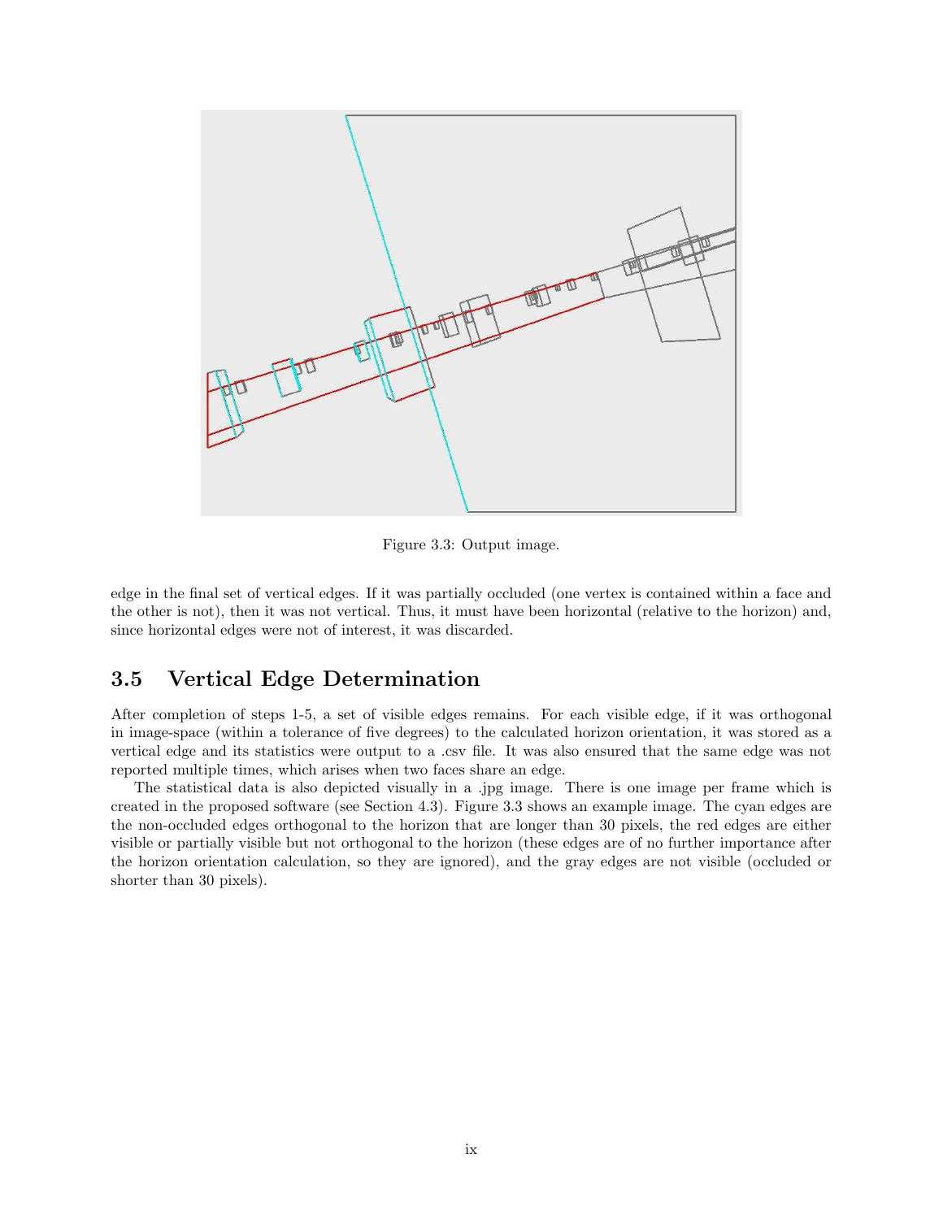Figure 3.3: Output image.

edge in the final set of vertical edges. If it was partially occluded (one vertex is contained within a face and the other is not), then it was not vertical. Thus, it must have been horizontal (relative to the horizon) and, since horizontal edges were not of interest, it was discarded.

## 3.5 Vertical Edge Determination

After completion of steps 1-5, a set of visible edges remains. For each visible edge, if it was orthogonal in image-space (within a tolerance of five degrees) to the calculated horizon orientation, it was stored as a vertical edge and its statistics were output to a .csv file. It was also ensured that the same edge was not reported multiple times, which arises when two faces share an edge.

The statistical data is also depicted visually in a .jpg image. There is one image per frame which is created in the proposed software (see Section 4.3). Figure 3.3 shows an example image. The cyan edges are the non-occluded edges orthogonal to the horizon that are longer than 30 pixels, the red edges are either visible or partially visible but not orthogonal to the horizon (these edges are of no further importance after the horizon orientation calculation, so they are ignored), and the gray edges are not visible (occluded or shorter than 30 pixels).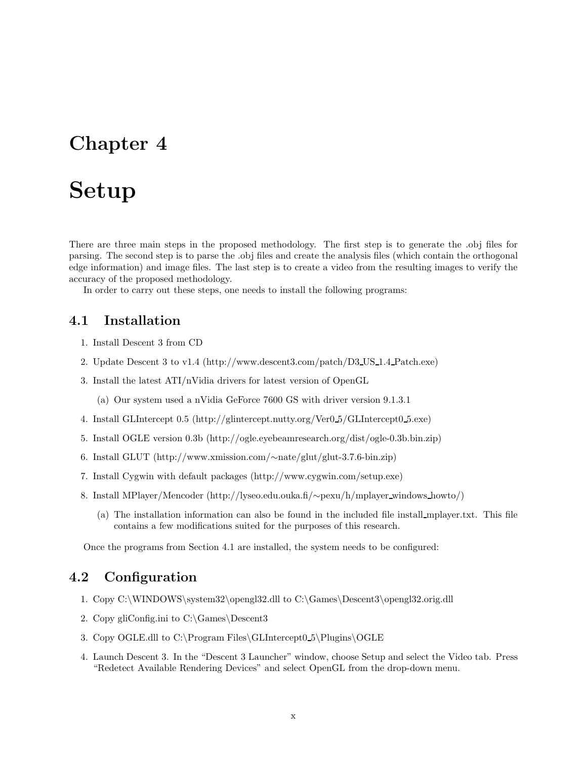# Chapter 4

# Setup

There are three main steps in the proposed methodology. The first step is to generate the .obj files for parsing. The second step is to parse the .obj files and create the analysis files (which contain the orthogonal edge information) and image files. The last step is to create a video from the resulting images to verify the accuracy of the proposed methodology.

In order to carry out these steps, one needs to install the following programs:

## 4.1 Installation

1. Install Descent 3 from CD
2. Update Descent 3 to v1.4 (http://www.descent3.com/patch/D3_US_1.4_Patch.exe)
3. Install the latest ATI/nVidia drivers for latest version of OpenGL
   (a) Our system used a nVidia GeForce 7600 GS with driver version 9.1.3.1
4. Install GLIntercept 0.5 (http://glintercept.nutty.org/Ver0_5/GLIntercept0_5.exe)
5. Install OGLE version 0.3b (http://ogle.eyebeamresearch.org/dist/ogle-0.3b.bin.zip)
6. Install GLUT (http://www.xmission.com/~nate/glut/glut-3.7.6-bin.zip)
7. Install Cygwin with default packages (http://www.cygwin.com/setup.exe)
8. Install MPlayer/Mencoder (http://lyseo.edu.ouka.fi/~pexu/h/mplayer_windows_howto/)
   (a) The installation information can also be found in the included file install_mplayer.txt. This file contains a few modifications suited for the purposes of this research.

Once the programs from Section 4.1 are installed, the system needs to be configured:

## 4.2 Configuration

1. Copy C:\WINDOWS\system32\opengl32.dll to C:\Games\Descent3\opengl32.orig.dll
2. Copy gliConfig.ini to C:\Games\Descent3
3. Copy OGLE.dll to C:\Program Files\GLIntercept0_5\Plugins\OGLE
4. Launch Descent 3. In the "Descent 3 Launcher" window, choose Setup and select the Video tab. Press "Redetect Available Rendering Devices" and select OpenGL from the drop-down menu.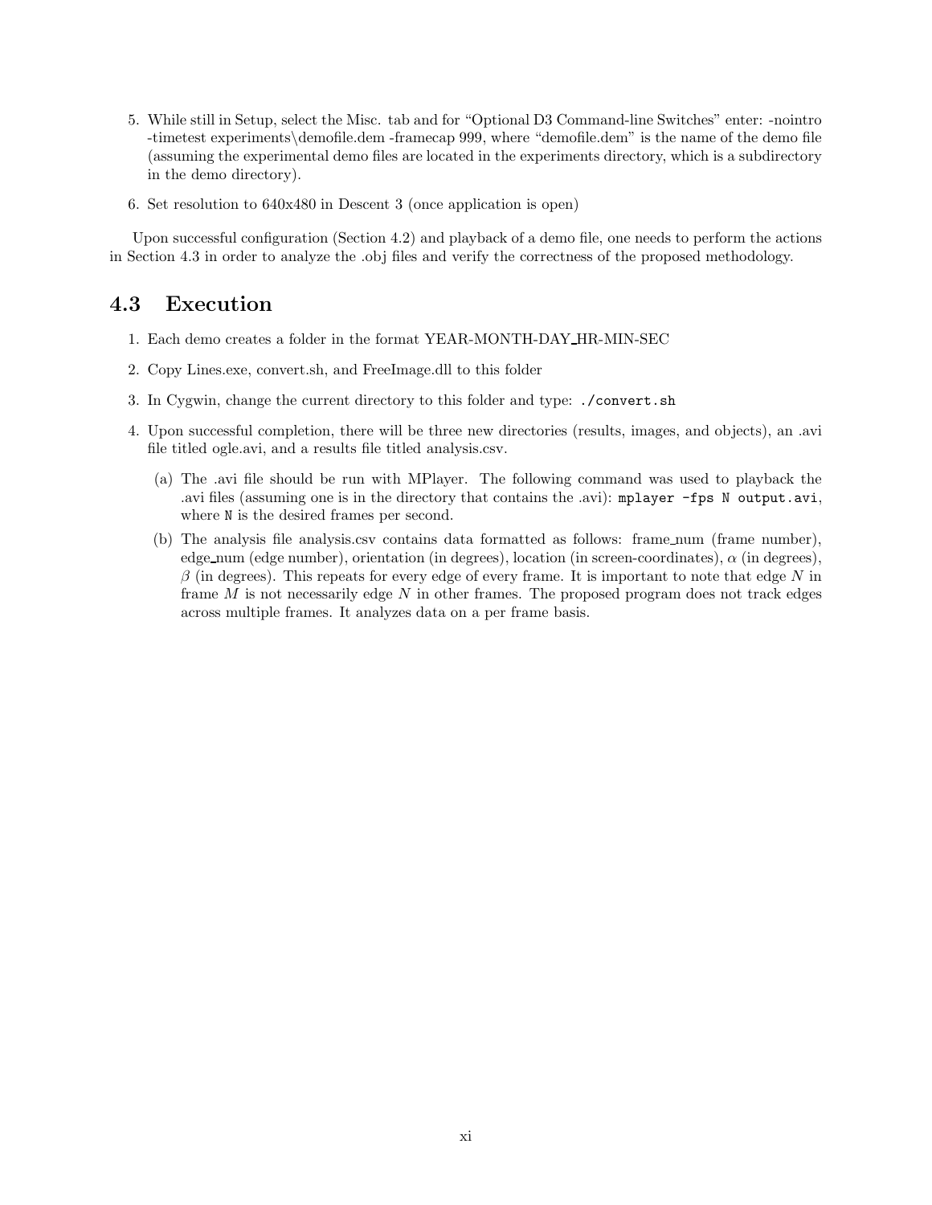5. While still in Setup, select the Misc. tab and for "Optional D3 Command-line Switches" enter: -nointro -timetest experiments\demofile.dem -framecap 999, where "demofile.dem" is the name of the demo file (assuming the experimental demo files are located in the experiments directory, which is a subdirectory in the demo directory).

6. Set resolution to 640x480 in Descent 3 (once application is open)

Upon successful configuration (Section 4.2) and playback of a demo file, one needs to perform the actions in Section 4.3 in order to analyze the .obj files and verify the correctness of the proposed methodology.

## 4.3 Execution

1. Each demo creates a folder in the format YEAR-MONTH-DAY_HR-MIN-SEC

2. Copy Lines.exe, convert.sh, and FreeImage.dll to this folder

3. In Cygwin, change the current directory to this folder and type: `./convert.sh`

4. Upon successful completion, there will be three new directories (results, images, and objects), an .avi file titled ogle.avi, and a results file titled analysis.csv.

   (a) The .avi file should be run with MPlayer. The following command was used to playback the .avi files (assuming one is in the directory that contains the .avi): `mplayer -fps N output.avi`, where `N` is the desired frames per second.

   (b) The analysis file analysis.csv contains data formatted as follows: frame_num (frame number), edge_num (edge number), orientation (in degrees), location (in screen-coordinates), $\alpha$ (in degrees), $\beta$ (in degrees). This repeats for every edge of every frame. It is important to note that edge $N$ in frame $M$ is not necessarily edge $N$ in other frames. The proposed program does not track edges across multiple frames. It analyzes data on a per frame basis.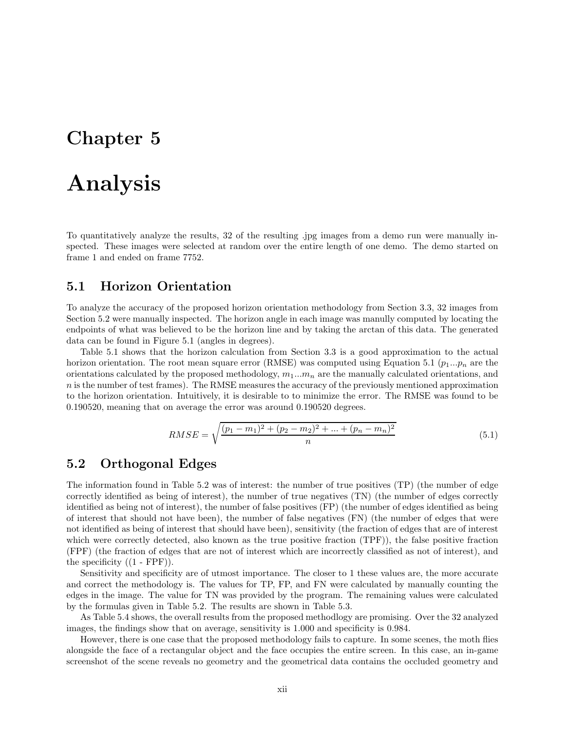# Chapter 5

# Analysis

To quantitatively analyze the results, 32 of the resulting .jpg images from a demo run were manually inspected. These images were selected at random over the entire length of one demo. The demo started on frame 1 and ended on frame 7752.

## 5.1 Horizon Orientation

To analyze the accuracy of the proposed horizon orientation methodology from Section 3.3, 32 images from Section 5.2 were manually inspected. The horizon angle in each image was manully computed by locating the endpoints of what was believed to be the horizon line and by taking the arctan of this data. The generated data can be found in Figure 5.1 (angles in degrees).

Table 5.1 shows that the horizon calculation from Section 3.3 is a good approximation to the actual horizon orientation. The root mean square error (RMSE) was computed using Equation 5.1 ($p_1 ... p_n$ are the orientations calculated by the proposed methodology, $m_1 ... m_n$ are the manually calculated orientations, and $n$ is the number of test frames). The RMSE measures the accuracy of the previously mentioned approximation to the horizon orientation. Intuitively, it is desirable to to minimize the error. The RMSE was found to be 0.190520, meaning that on average the error was around 0.190520 degrees.

$$RMSE = \sqrt{\frac{(p_1 - m_1)^2 + (p_2 - m_2)^2 + ... + (p_n - m_n)^2}{n}} \tag{5.1}$$

## 5.2 Orthogonal Edges

The information found in Table 5.2 was of interest: the number of true positives (TP) (the number of edge correctly identified as being of interest), the number of true negatives (TN) (the number of edges correctly identified as being not of interest), the number of false positives (FP) (the number of edges identified as being of interest that should not have been), the number of false negatives (FN) (the number of edges that were not identified as being of interest that should have been), sensitivity (the fraction of edges that are of interest which were correctly detected, also known as the true positive fraction (TPF)), the false positive fraction (FPF) (the fraction of edges that are not of interest which are incorrectly classified as not of interest), and the specificity ((1 - FPF)).

Sensitivity and specificity are of utmost importance. The closer to 1 these values are, the more accurate and correct the methodology is. The values for TP, FP, and FN were calculated by manually counting the edges in the image. The value for TN was provided by the program. The remaining values were calculated by the formulas given in Table 5.2. The results are shown in Table 5.3.

As Table 5.4 shows, the overall results from the proposed methodlogy are promising. Over the 32 analyzed images, the findings show that on average, sensitivity is 1.000 and specificity is 0.984.

However, there is one case that the proposed methodology fails to capture. In some scenes, the moth flies alongside the face of a rectangular object and the face occupies the entire screen. In this case, an in-game screenshot of the scene reveals no geometry and the geometrical data contains the occluded geometry and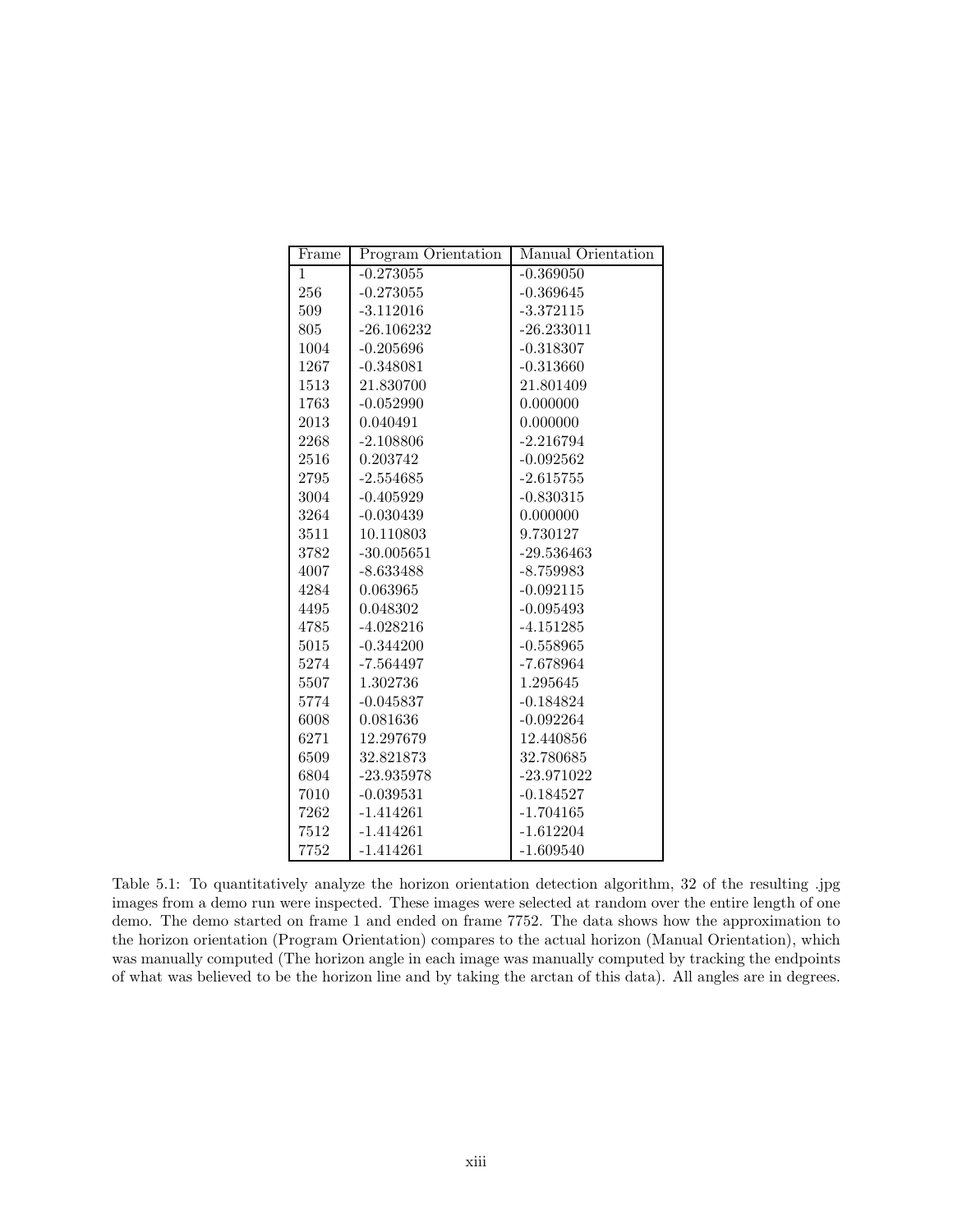| Frame | Program Orientation | Manual Orientation |
|---|---|---|
| 1 | -0.273055 | -0.369050 |
| 256 | -0.273055 | -0.369645 |
| 509 | -3.112016 | -3.372115 |
| 805 | -26.106232 | -26.233011 |
| 1004 | -0.205696 | -0.318307 |
| 1267 | -0.348081 | -0.313660 |
| 1513 | 21.830700 | 21.801409 |
| 1763 | -0.052990 | 0.000000 |
| 2013 | 0.040491 | 0.000000 |
| 2268 | -2.108806 | -2.216794 |
| 2516 | 0.203742 | -0.092562 |
| 2795 | -2.554685 | -2.615755 |
| 3004 | -0.405929 | -0.830315 |
| 3264 | -0.030439 | 0.000000 |
| 3511 | 10.110803 | 9.730127 |
| 3782 | -30.005651 | -29.536463 |
| 4007 | -8.633488 | -8.759983 |
| 4284 | 0.063965 | -0.092115 |
| 4495 | 0.048302 | -0.095493 |
| 4785 | -4.028216 | -4.151285 |
| 5015 | -0.344200 | -0.558965 |
| 5274 | -7.564497 | -7.678964 |
| 5507 | 1.302736 | 1.295645 |
| 5774 | -0.045837 | -0.184824 |
| 6008 | 0.081636 | -0.092264 |
| 6271 | 12.297679 | 12.440856 |
| 6509 | 32.821873 | 32.780685 |
| 6804 | -23.935978 | -23.971022 |
| 7010 | -0.039531 | -0.184527 |
| 7262 | -1.414261 | -1.704165 |
| 7512 | -1.414261 | -1.612204 |
| 7752 | -1.414261 | -1.609540 |

Table 5.1: To quantitatively analyze the horizon orientation detection algorithm, 32 of the resulting .jpg images from a demo run were inspected. These images were selected at random over the entire length of one demo. The demo started on frame 1 and ended on frame 7752. The data shows how the approximation to the horizon orientation (Program Orientation) compares to the actual horizon (Manual Orientation), which was manually computed (The horizon angle in each image was manually computed by tracking the endpoints of what was believed to be the horizon line and by taking the arctan of this data). All angles are in degrees.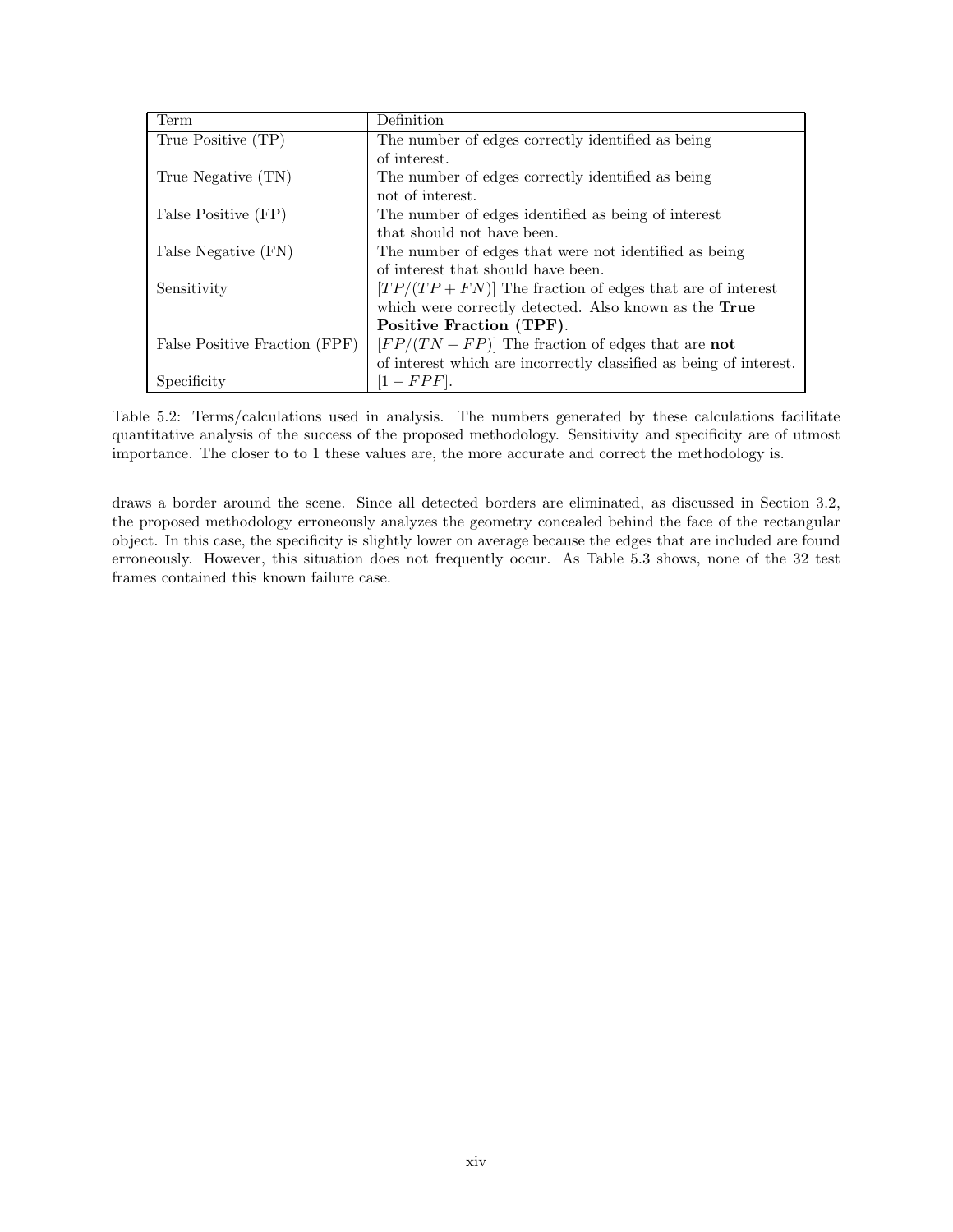| Term | Definition |
|---|---|
| True Positive (TP) | The number of edges correctly identified as being of interest. |
| True Negative (TN) | The number of edges correctly identified as being not of interest. |
| False Positive (FP) | The number of edges identified as being of interest that should not have been. |
| False Negative (FN) | The number of edges that were not identified as being of interest that should have been. |
| Sensitivity | $[TP/(TP + FN)]$ The fraction of edges that are of interest which were correctly detected. Also known as the **True Positive Fraction (TPF)**. |
| False Positive Fraction (FPF) | $[FP/(TN + FP)]$ The fraction of edges that are **not** of interest which are incorrectly classified as being of interest. |
| Specificity | $[1 - FPF]$. |

Table 5.2: Terms/calculations used in analysis. The numbers generated by these calculations facilitate quantitative analysis of the success of the proposed methodology. Sensitivity and specificity are of utmost importance. The closer to to 1 these values are, the more accurate and correct the methodology is.

draws a border around the scene. Since all detected borders are eliminated, as discussed in Section 3.2, the proposed methodology erroneously analyzes the geometry concealed behind the face of the rectangular object. In this case, the specificity is slightly lower on average because the edges that are included are found erroneously. However, this situation does not frequently occur. As Table 5.3 shows, none of the 32 test frames contained this known failure case.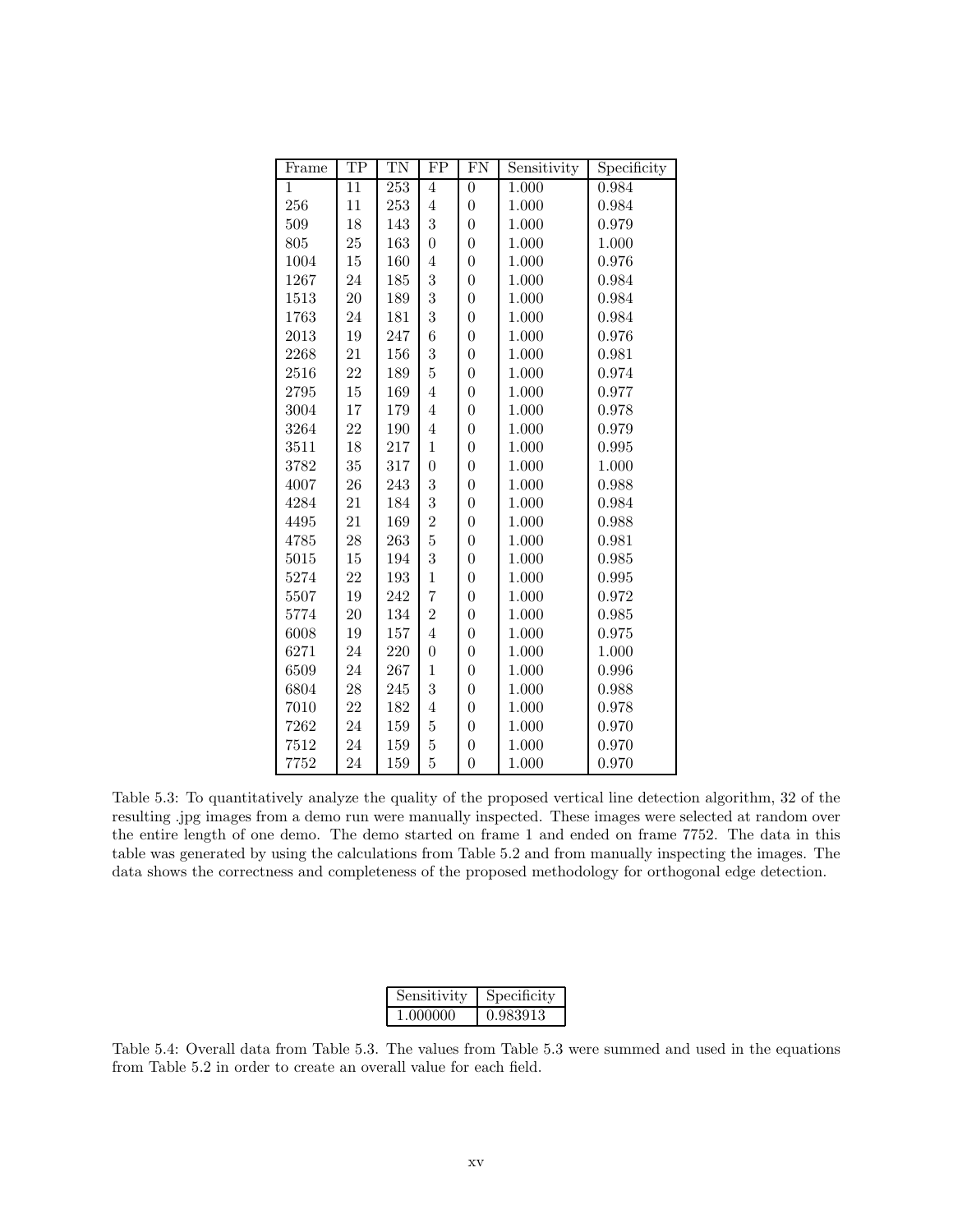| Frame | TP | TN | FP | FN | Sensitivity | Specificity |
|---|---|---|---|---|---|---|
| 1 | 11 | 253 | 4 | 0 | 1.000 | 0.984 |
| 256 | 11 | 253 | 4 | 0 | 1.000 | 0.984 |
| 509 | 18 | 143 | 3 | 0 | 1.000 | 0.979 |
| 805 | 25 | 163 | 0 | 0 | 1.000 | 1.000 |
| 1004 | 15 | 160 | 4 | 0 | 1.000 | 0.976 |
| 1267 | 24 | 185 | 3 | 0 | 1.000 | 0.984 |
| 1513 | 20 | 189 | 3 | 0 | 1.000 | 0.984 |
| 1763 | 24 | 181 | 3 | 0 | 1.000 | 0.984 |
| 2013 | 19 | 247 | 6 | 0 | 1.000 | 0.976 |
| 2268 | 21 | 156 | 3 | 0 | 1.000 | 0.981 |
| 2516 | 22 | 189 | 5 | 0 | 1.000 | 0.974 |
| 2795 | 15 | 169 | 4 | 0 | 1.000 | 0.977 |
| 3004 | 17 | 179 | 4 | 0 | 1.000 | 0.978 |
| 3264 | 22 | 190 | 4 | 0 | 1.000 | 0.979 |
| 3511 | 18 | 217 | 1 | 0 | 1.000 | 0.995 |
| 3782 | 35 | 317 | 0 | 0 | 1.000 | 1.000 |
| 4007 | 26 | 243 | 3 | 0 | 1.000 | 0.988 |
| 4284 | 21 | 184 | 3 | 0 | 1.000 | 0.984 |
| 4495 | 21 | 169 | 2 | 0 | 1.000 | 0.988 |
| 4785 | 28 | 263 | 5 | 0 | 1.000 | 0.981 |
| 5015 | 15 | 194 | 3 | 0 | 1.000 | 0.985 |
| 5274 | 22 | 193 | 1 | 0 | 1.000 | 0.995 |
| 5507 | 19 | 242 | 7 | 0 | 1.000 | 0.972 |
| 5774 | 20 | 134 | 2 | 0 | 1.000 | 0.985 |
| 6008 | 19 | 157 | 4 | 0 | 1.000 | 0.975 |
| 6271 | 24 | 220 | 0 | 0 | 1.000 | 1.000 |
| 6509 | 24 | 267 | 1 | 0 | 1.000 | 0.996 |
| 6804 | 28 | 245 | 3 | 0 | 1.000 | 0.988 |
| 7010 | 22 | 182 | 4 | 0 | 1.000 | 0.978 |
| 7262 | 24 | 159 | 5 | 0 | 1.000 | 0.970 |
| 7512 | 24 | 159 | 5 | 0 | 1.000 | 0.970 |
| 7752 | 24 | 159 | 5 | 0 | 1.000 | 0.970 |

Table 5.3: To quantitatively analyze the quality of the proposed vertical line detection algorithm, 32 of the resulting .jpg images from a demo run were manually inspected. These images were selected at random over the entire length of one demo. The demo started on frame 1 and ended on frame 7752. The data in this table was generated by using the calculations from Table 5.2 and from manually inspecting the images. The data shows the correctness and completeness of the proposed methodology for orthogonal edge detection.

| Sensitivity | Specificity |
|---|---|
| 1.000000 | 0.983913 |

Table 5.4: Overall data from Table 5.3. The values from Table 5.3 were summed and used in the equations from Table 5.2 in order to create an overall value for each field.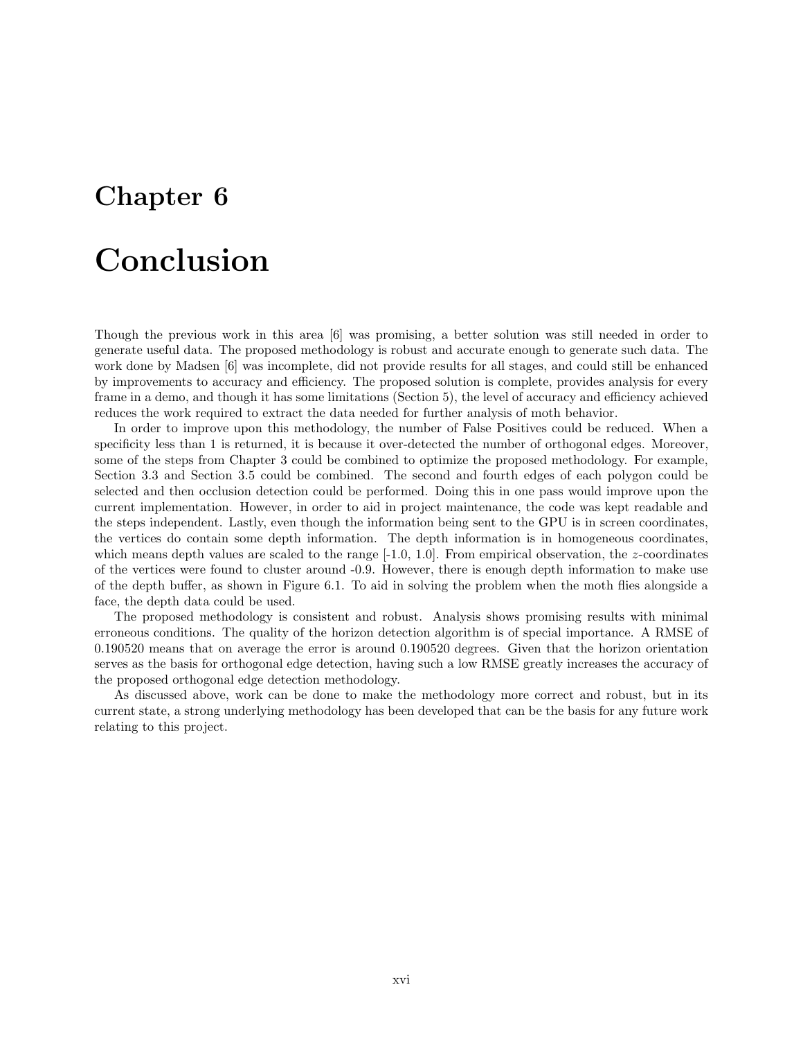# Chapter 6

# Conclusion

Though the previous work in this area [6] was promising, a better solution was still needed in order to generate useful data. The proposed methodology is robust and accurate enough to generate such data. The work done by Madsen [6] was incomplete, did not provide results for all stages, and could still be enhanced by improvements to accuracy and efficiency. The proposed solution is complete, provides analysis for every frame in a demo, and though it has some limitations (Section 5), the level of accuracy and efficiency achieved reduces the work required to extract the data needed for further analysis of moth behavior.

In order to improve upon this methodology, the number of False Positives could be reduced. When a specificity less than 1 is returned, it is because it over-detected the number of orthogonal edges. Moreover, some of the steps from Chapter 3 could be combined to optimize the proposed methodology. For example, Section 3.3 and Section 3.5 could be combined. The second and fourth edges of each polygon could be selected and then occlusion detection could be performed. Doing this in one pass would improve upon the current implementation. However, in order to aid in project maintenance, the code was kept readable and the steps independent. Lastly, even though the information being sent to the GPU is in screen coordinates, the vertices do contain some depth information. The depth information is in homogeneous coordinates, which means depth values are scaled to the range [-1.0, 1.0]. From empirical observation, the $z$-coordinates of the vertices were found to cluster around -0.9. However, there is enough depth information to make use of the depth buffer, as shown in Figure 6.1. To aid in solving the problem when the moth flies alongside a face, the depth data could be used.

The proposed methodology is consistent and robust. Analysis shows promising results with minimal erroneous conditions. The quality of the horizon detection algorithm is of special importance. A RMSE of 0.190520 means that on average the error is around 0.190520 degrees. Given that the horizon orientation serves as the basis for orthogonal edge detection, having such a low RMSE greatly increases the accuracy of the proposed orthogonal edge detection methodology.

As discussed above, work can be done to make the methodology more correct and robust, but in its current state, a strong underlying methodology has been developed that can be the basis for any future work relating to this project.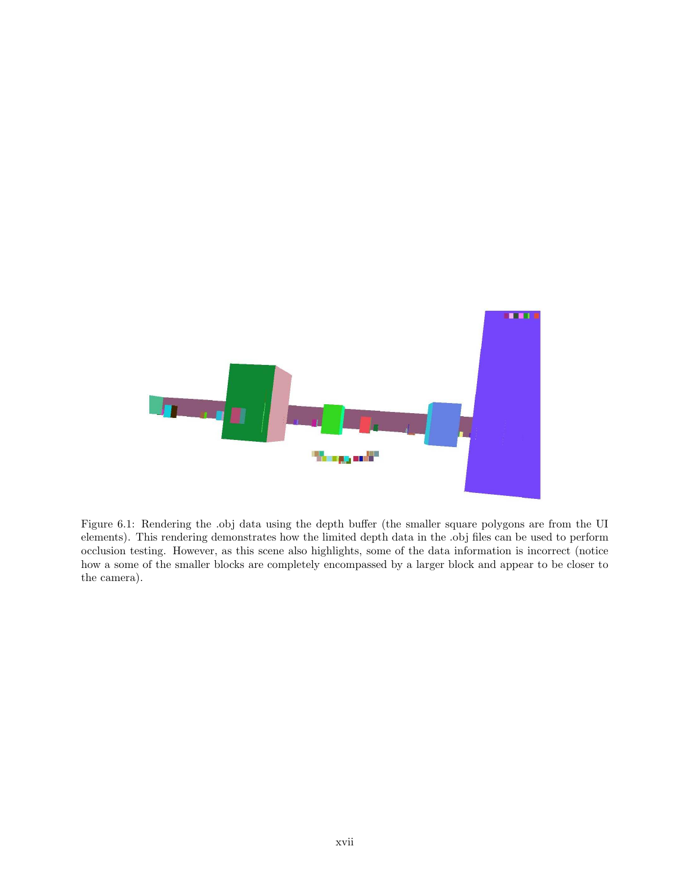Figure 6.1: Rendering the .obj data using the depth buffer (the smaller square polygons are from the UI elements). This rendering demonstrates how the limited depth data in the .obj files can be used to perform occlusion testing. However, as this scene also highlights, some of the data information is incorrect (notice how a some of the smaller blocks are completely encompassed by a larger block and appear to be closer to the camera).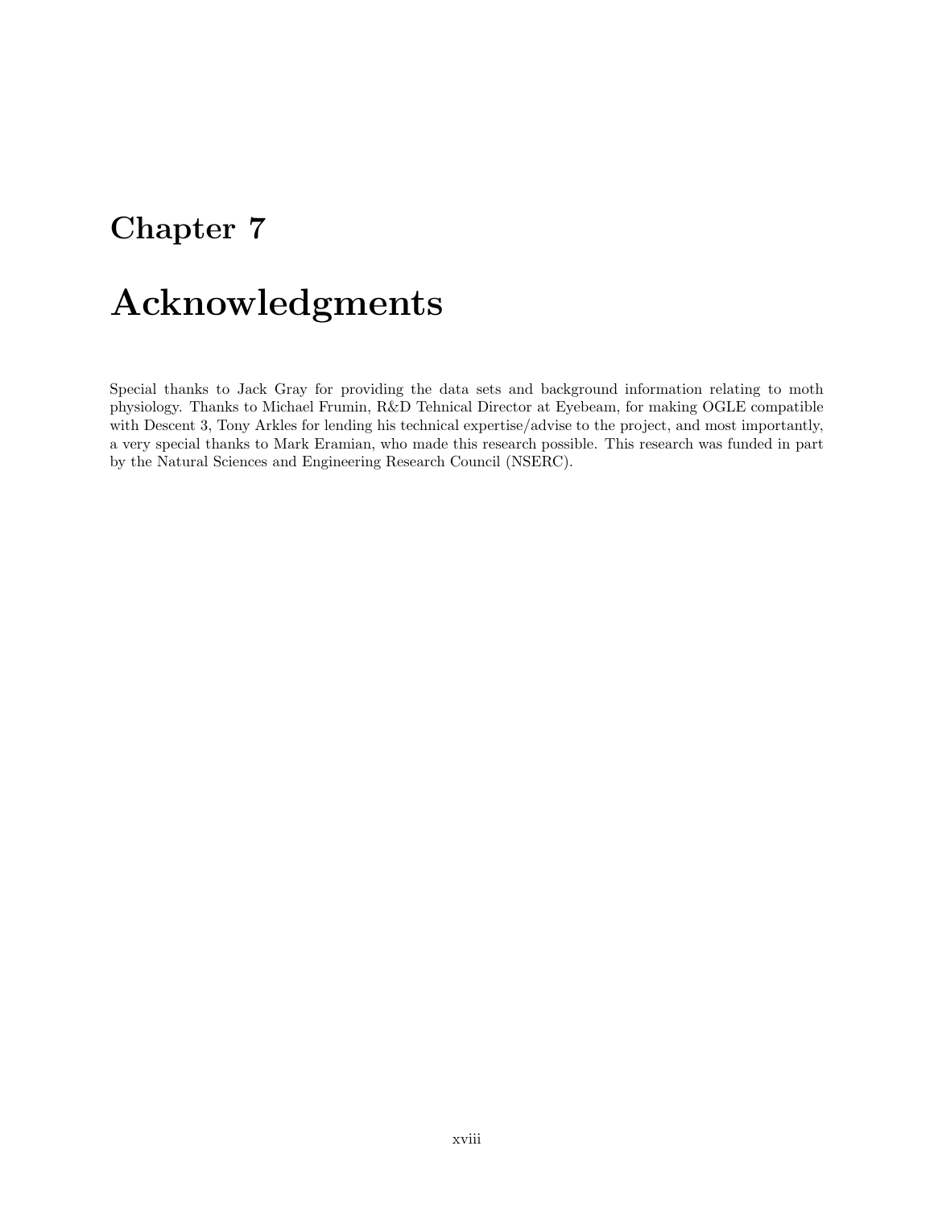# Chapter 7

# Acknowledgments

Special thanks to Jack Gray for providing the data sets and background information relating to moth physiology. Thanks to Michael Frumin, R&D Tehnical Director at Eyebeam, for making OGLE compatible with Descent 3, Tony Arkles for lending his technical expertise/advise to the project, and most importantly, a very special thanks to Mark Eramian, who made this research possible. This research was funded in part by the Natural Sciences and Engineering Research Council (NSERC).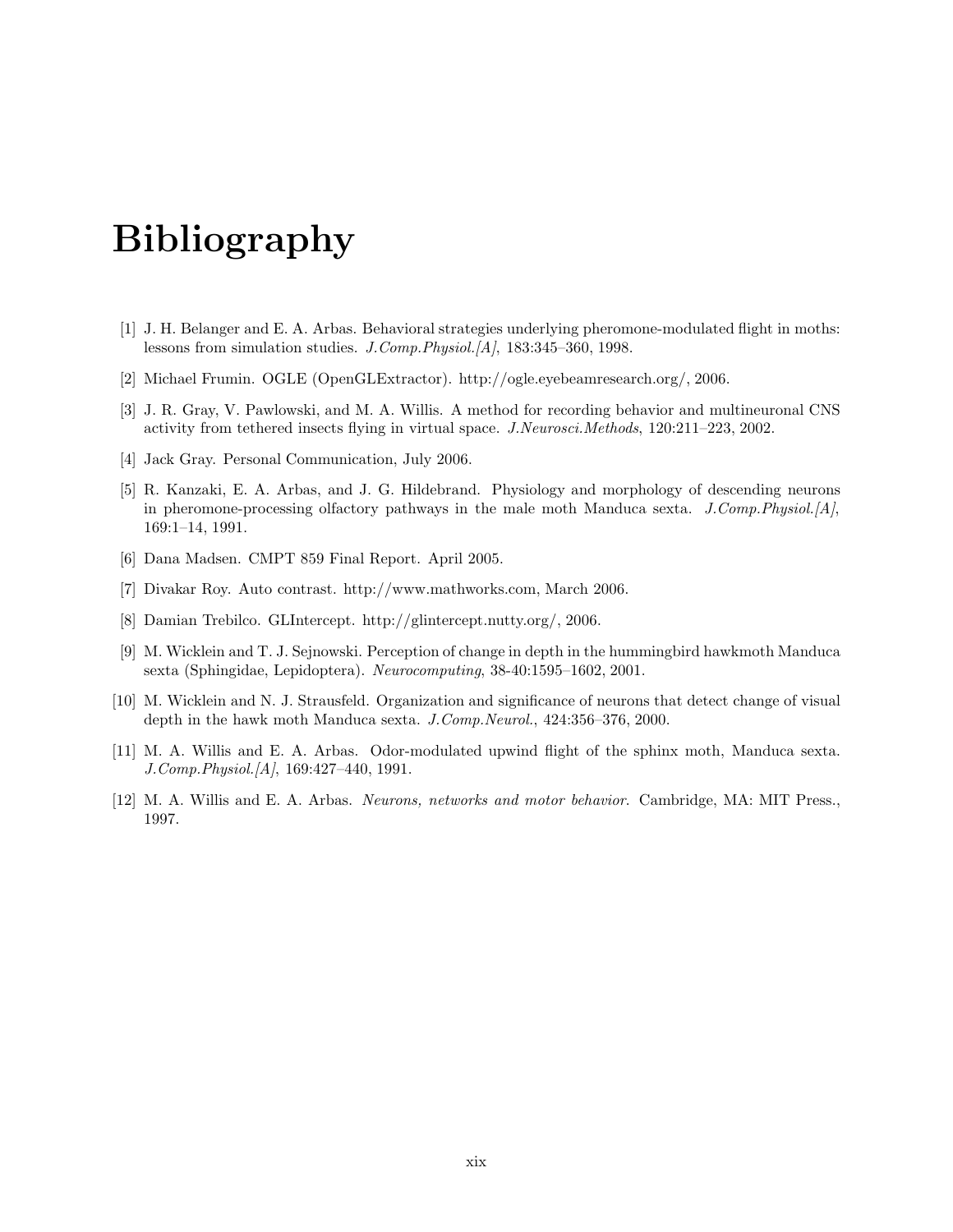# Bibliography

[1] J. H. Belanger and E. A. Arbas. Behavioral strategies underlying pheromone-modulated flight in moths: lessons from simulation studies. *J.Comp.Physiol.[A]*, 183:345–360, 1998.

[2] Michael Frumin. OGLE (OpenGLExtractor). http://ogle.eyebeamresearch.org/, 2006.

[3] J. R. Gray, V. Pawlowski, and M. A. Willis. A method for recording behavior and multineuronal CNS activity from tethered insects flying in virtual space. *J.Neurosci.Methods*, 120:211–223, 2002.

[4] Jack Gray. Personal Communication, July 2006.

[5] R. Kanzaki, E. A. Arbas, and J. G. Hildebrand. Physiology and morphology of descending neurons in pheromone-processing olfactory pathways in the male moth Manduca sexta. *J.Comp.Physiol.[A]*, 169:1–14, 1991.

[6] Dana Madsen. CMPT 859 Final Report. April 2005.

[7] Divakar Roy. Auto contrast. http://www.mathworks.com, March 2006.

[8] Damian Trebilco. GLIntercept. http://glintercept.nutty.org/, 2006.

[9] M. Wicklein and T. J. Sejnowski. Perception of change in depth in the hummingbird hawkmoth Manduca sexta (Sphingidae, Lepidoptera). *Neurocomputing*, 38-40:1595–1602, 2001.

[10] M. Wicklein and N. J. Strausfeld. Organization and significance of neurons that detect change of visual depth in the hawk moth Manduca sexta. *J.Comp.Neurol.*, 424:356–376, 2000.

[11] M. A. Willis and E. A. Arbas. Odor-modulated upwind flight of the sphinx moth, Manduca sexta. *J.Comp.Physiol.[A]*, 169:427–440, 1991.

[12] M. A. Willis and E. A. Arbas. *Neurons, networks and motor behavior*. Cambridge, MA: MIT Press., 1997.